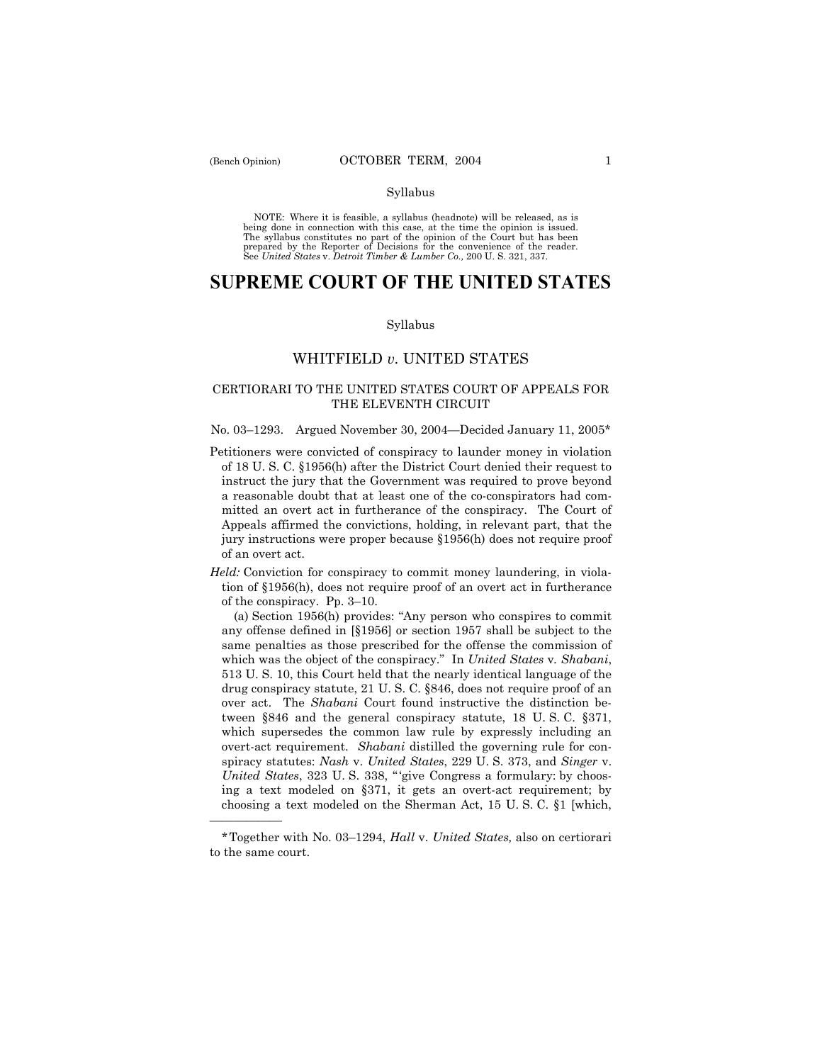Syllabus

NOTE: Where it is feasible, a syllabus (headnote) will be released, as is being done in connection with this case, at the time the opinion is issued. The syllabus constitutes no part of the opinion of the Court but has been prepared by the Reporter of Decisions for the convenience of the reader. See *United States* v. *Detroit Timber & Lumber Co.,* 200 U. S. 321, 337.

# SUPREME COURT OF THE UNITED STATES

Syllabus

## WHITFIELD *v.* UNITED STATES

### CERTIORARI TO THE UNITED STATES COURT OF APPEALS FOR THE ELEVENTH CIRCUIT

No. 03–1293. Argued November 30, 2004—Decided January 11, 2005*

Petitioners were convicted of conspiracy to launder money in violation of 18 U. S. C. §1956(h) after the District Court denied their request to instruct the jury that the Government was required to prove beyond a reasonable doubt that at least one of the co-conspirators had committed an overt act in furtherance of the conspiracy. The Court of Appeals affirmed the convictions, holding, in relevant part, that the jury instructions were proper because §1956(h) does not require proof of an overt act.

*Held:* Conviction for conspiracy to commit money laundering, in violation of §1956(h), does not require proof of an overt act in furtherance of the conspiracy. Pp. 3–10.

(a) Section 1956(h) provides: "Any person who conspires to commit any offense defined in [§1956] or section 1957 shall be subject to the same penalties as those prescribed for the offense the commission of which was the object of the conspiracy." In *United States* v. *Shabani*, 513 U. S. 10, this Court held that the nearly identical language of the drug conspiracy statute, 21 U. S. C. §846, does not require proof of an over act. The *Shabani* Court found instructive the distinction between §846 and the general conspiracy statute, 18 U. S. C. §371, which supersedes the common law rule by expressly including an overt-act requirement. *Shabani* distilled the governing rule for conspiracy statutes: *Nash* v. *United States*, 229 U. S. 373, and *Singer* v. *United States*, 323 U. S. 338, "'give Congress a formulary: by choosing a text modeled on §371, it gets an overt-act requirement; by choosing a text modeled on the Sherman Act, 15 U. S. C. §1 [which,

---

*Together with No. 03–1294, *Hall* v. *United States,* also on certiorari to the same court.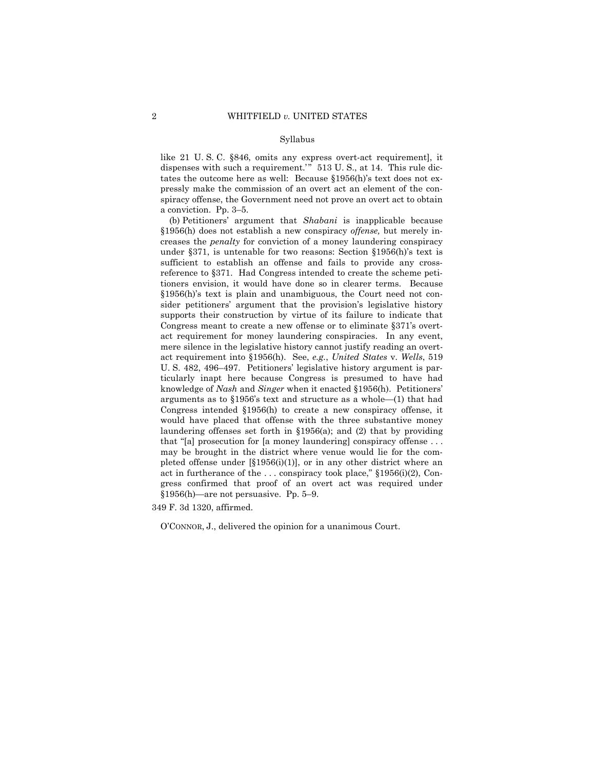Syllabus

like 21 U. S. C. §846, omits any express overt-act requirement], it dispenses with such a requirement.'" 513 U. S., at 14. This rule dictates the outcome here as well: Because §1956(h)'s text does not expressly make the commission of an overt act an element of the conspiracy offense, the Government need not prove an overt act to obtain a conviction. Pp. 3–5.

(b) Petitioners' argument that *Shabani* is inapplicable because §1956(h) does not establish a new conspiracy *offense,* but merely increases the *penalty* for conviction of a money laundering conspiracy under §371, is untenable for two reasons: Section §1956(h)'s text is sufficient to establish an offense and fails to provide any cross-reference to §371. Had Congress intended to create the scheme petitioners envision, it would have done so in clearer terms. Because §1956(h)'s text is plain and unambiguous, the Court need not consider petitioners' argument that the provision's legislative history supports their construction by virtue of its failure to indicate that Congress meant to create a new offense or to eliminate §371's overt-act requirement for money laundering conspiracies. In any event, mere silence in the legislative history cannot justify reading an overt-act requirement into §1956(h). See, *e.g.*, *United States* v. *Wells*, 519 U. S. 482, 496–497. Petitioners' legislative history argument is particularly inapt here because Congress is presumed to have had knowledge of *Nash* and *Singer* when it enacted §1956(h). Petitioners' arguments as to §1956's text and structure as a whole—(1) that had Congress intended §1956(h) to create a new conspiracy offense, it would have placed that offense with the three substantive money laundering offenses set forth in §1956(a); and (2) that by providing that "[a] prosecution for [a money laundering] conspiracy offense . . . may be brought in the district where venue would lie for the completed offense under [§1956(i)(1)], or in any other district where an act in furtherance of the . . . conspiracy took place," §1956(i)(2), Congress confirmed that proof of an overt act was required under §1956(h)—are not persuasive. Pp. 5–9.

349 F. 3d 1320, affirmed.

O'CONNOR, J., delivered the opinion for a unanimous Court.